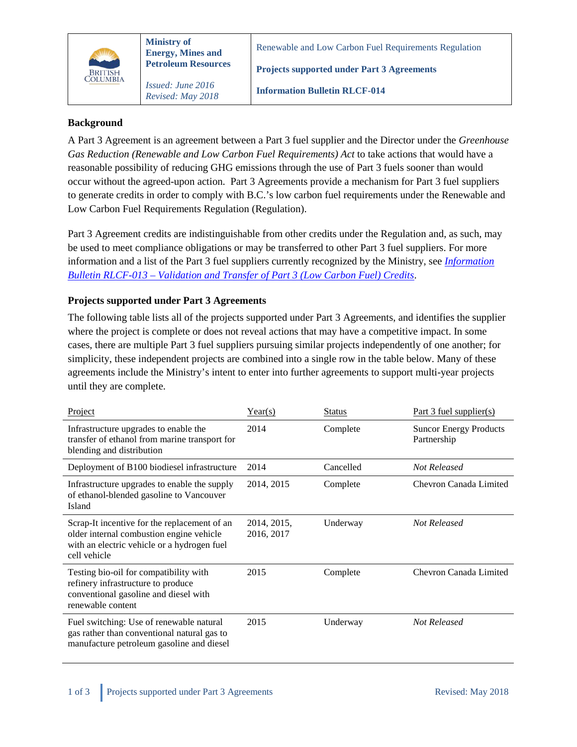| Ministry of Energy, Mines and Petroleum Resources | Renewable and Low Carbon Fuel Requirements Regulation |
|---|---|
| *Issued: June 2016* *Revised: May 2018* | **Projects supported under Part 3 Agreements** **Information Bulletin RLCF-014** |

## Background

A Part 3 Agreement is an agreement between a Part 3 fuel supplier and the Director under the *Greenhouse Gas Reduction (Renewable and Low Carbon Fuel Requirements) Act* to take actions that would have a reasonable possibility of reducing GHG emissions through the use of Part 3 fuels sooner than would occur without the agreed-upon action. Part 3 Agreements provide a mechanism for Part 3 fuel suppliers to generate credits in order to comply with B.C.'s low carbon fuel requirements under the Renewable and Low Carbon Fuel Requirements Regulation (Regulation).

Part 3 Agreement credits are indistinguishable from other credits under the Regulation and, as such, may be used to meet compliance obligations or may be transferred to other Part 3 fuel suppliers. For more information and a list of the Part 3 fuel suppliers currently recognized by the Ministry, see *Information Bulletin RLCF-013 – Validation and Transfer of Part 3 (Low Carbon Fuel) Credits*.

## Projects supported under Part 3 Agreements

The following table lists all of the projects supported under Part 3 Agreements, and identifies the supplier where the project is complete or does not reveal actions that may have a competitive impact. In some cases, there are multiple Part 3 fuel suppliers pursuing similar projects independently of one another; for simplicity, these independent projects are combined into a single row in the table below. Many of these agreements include the Ministry's intent to enter into further agreements to support multi-year projects until they are complete.

| Project | Year(s) | Status | Part 3 fuel supplier(s) |
|---|---|---|---|
| Infrastructure upgrades to enable the transfer of ethanol from marine transport for blending and distribution | 2014 | Complete | Suncor Energy Products Partnership |
| Deployment of B100 biodiesel infrastructure | 2014 | Cancelled | *Not Released* |
| Infrastructure upgrades to enable the supply of ethanol-blended gasoline to Vancouver Island | 2014, 2015 | Complete | Chevron Canada Limited |
| Scrap-It incentive for the replacement of an older internal combustion engine vehicle with an electric vehicle or a hydrogen fuel cell vehicle | 2014, 2015, 2016, 2017 | Underway | *Not Released* |
| Testing bio-oil for compatibility with refinery infrastructure to produce conventional gasoline and diesel with renewable content | 2015 | Complete | Chevron Canada Limited |
| Fuel switching: Use of renewable natural gas rather than conventional natural gas to manufacture petroleum gasoline and diesel | 2015 | Underway | *Not Released* |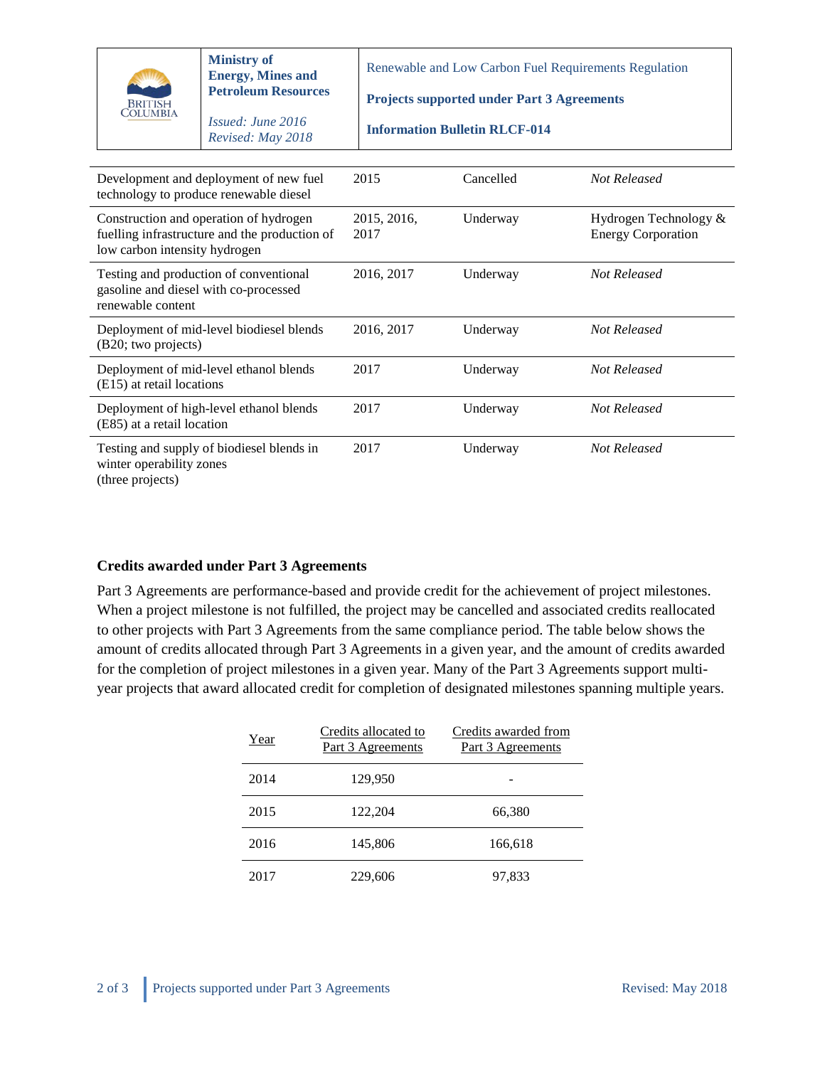| | | | |
|---|---|---|---|
| Development and deployment of new fuel technology to produce renewable diesel | 2015 | Cancelled | *Not Released* |
| Construction and operation of hydrogen fuelling infrastructure and the production of low carbon intensity hydrogen | 2015, 2016, 2017 | Underway | Hydrogen Technology & Energy Corporation |
| Testing and production of conventional gasoline and diesel with co-processed renewable content | 2016, 2017 | Underway | *Not Released* |
| Deployment of mid-level biodiesel blends (B20; two projects) | 2016, 2017 | Underway | *Not Released* |
| Deployment of mid-level ethanol blends (E15) at retail locations | 2017 | Underway | *Not Released* |
| Deployment of high-level ethanol blends (E85) at a retail location | 2017 | Underway | *Not Released* |
| Testing and supply of biodiesel blends in winter operability zones (three projects) | 2017 | Underway | *Not Released* |

## Credits awarded under Part 3 Agreements

Part 3 Agreements are performance-based and provide credit for the achievement of project milestones. When a project milestone is not fulfilled, the project may be cancelled and associated credits reallocated to other projects with Part 3 Agreements from the same compliance period. The table below shows the amount of credits allocated through Part 3 Agreements in a given year, and the amount of credits awarded for the completion of project milestones in a given year. Many of the Part 3 Agreements support multi-year projects that award allocated credit for completion of designated milestones spanning multiple years.

| Year | Credits allocated to Part 3 Agreements | Credits awarded from Part 3 Agreements |
|---|---|---|
| 2014 | 129,950 | - |
| 2015 | 122,204 | 66,380 |
| 2016 | 145,806 | 166,618 |
| 2017 | 229,606 | 97,833 |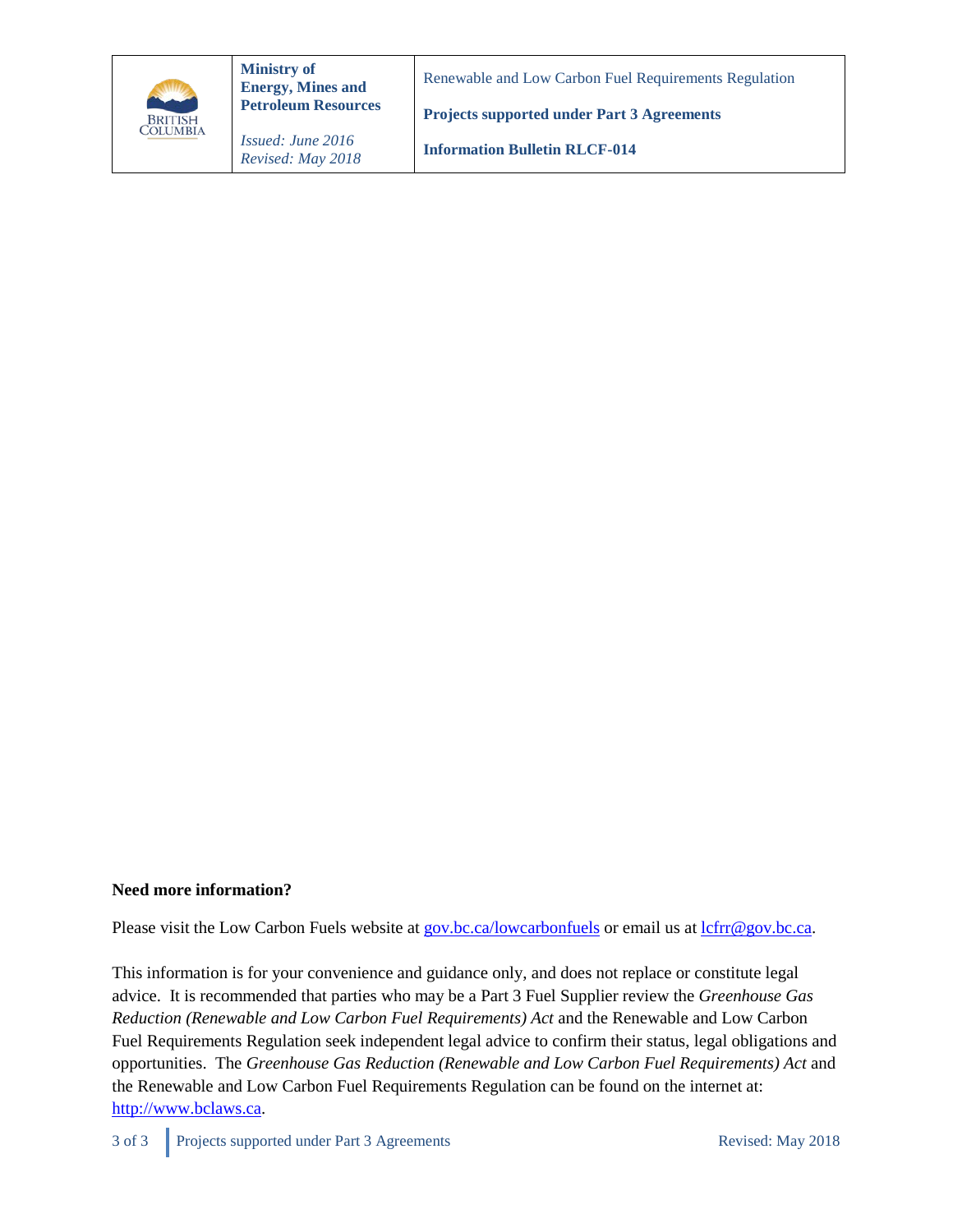**Need more information?**

Please visit the Low Carbon Fuels website at [gov.bc.ca/lowcarbonfuels](gov.bc.ca/lowcarbonfuels) or email us at [lcfrr@gov.bc.ca](mailto:lcfrr@gov.bc.ca).

This information is for your convenience and guidance only, and does not replace or constitute legal advice. It is recommended that parties who may be a Part 3 Fuel Supplier review the *Greenhouse Gas Reduction (Renewable and Low Carbon Fuel Requirements) Act* and the Renewable and Low Carbon Fuel Requirements Regulation seek independent legal advice to confirm their status, legal obligations and opportunities. The *Greenhouse Gas Reduction (Renewable and Low Carbon Fuel Requirements) Act* and the Renewable and Low Carbon Fuel Requirements Regulation can be found on the internet at: [http://www.bclaws.ca](http://www.bclaws.ca).